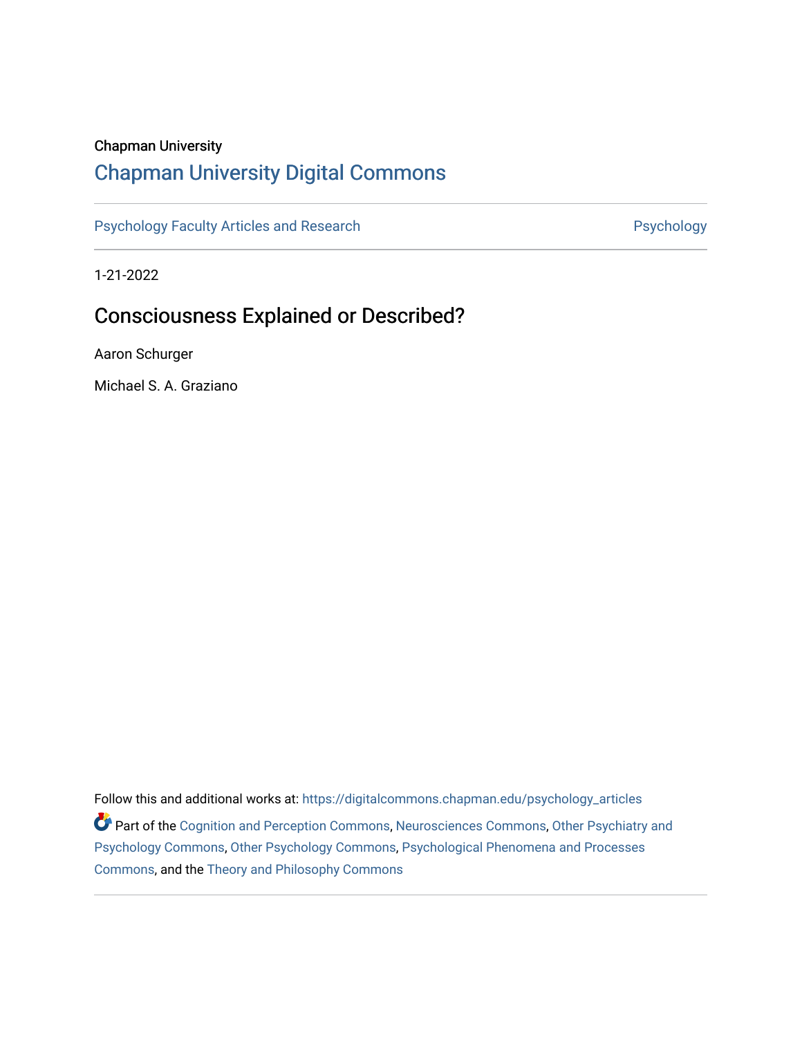Chapman University

## Chapman University Digital Commons

Psychology Faculty Articles and Research | Psychology

1-21-2022

# Consciousness Explained or Described?

Aaron Schurger

Michael S. A. Graziano

Follow this and additional works at: https://digitalcommons.chapman.edu/psychology_articles

Part of the Cognition and Perception Commons, Neurosciences Commons, Other Psychiatry and Psychology Commons, Other Psychology Commons, Psychological Phenomena and Processes Commons, and the Theory and Philosophy Commons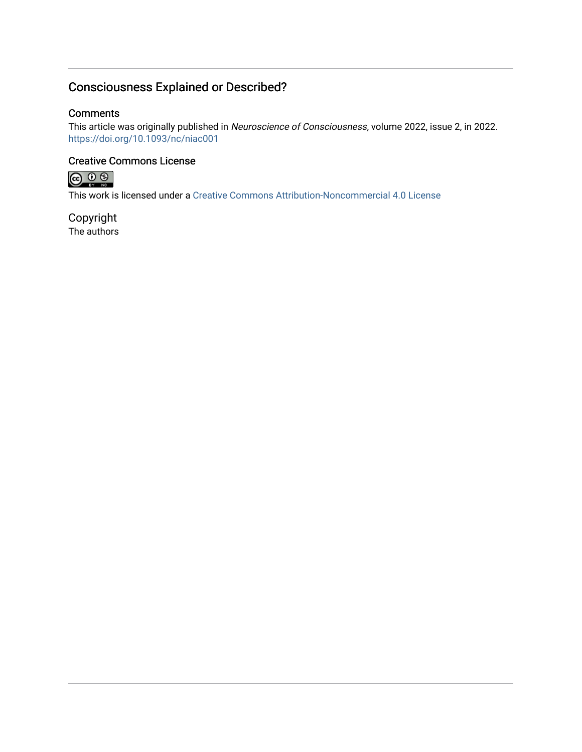# Consciousness Explained or Described?

## Comments

This article was originally published in *Neuroscience of Consciousness*, volume 2022, issue 2, in 2022. https://doi.org/10.1093/nc/niac001

## Creative Commons License

This work is licensed under a Creative Commons Attribution-Noncommercial 4.0 License

## Copyright

The authors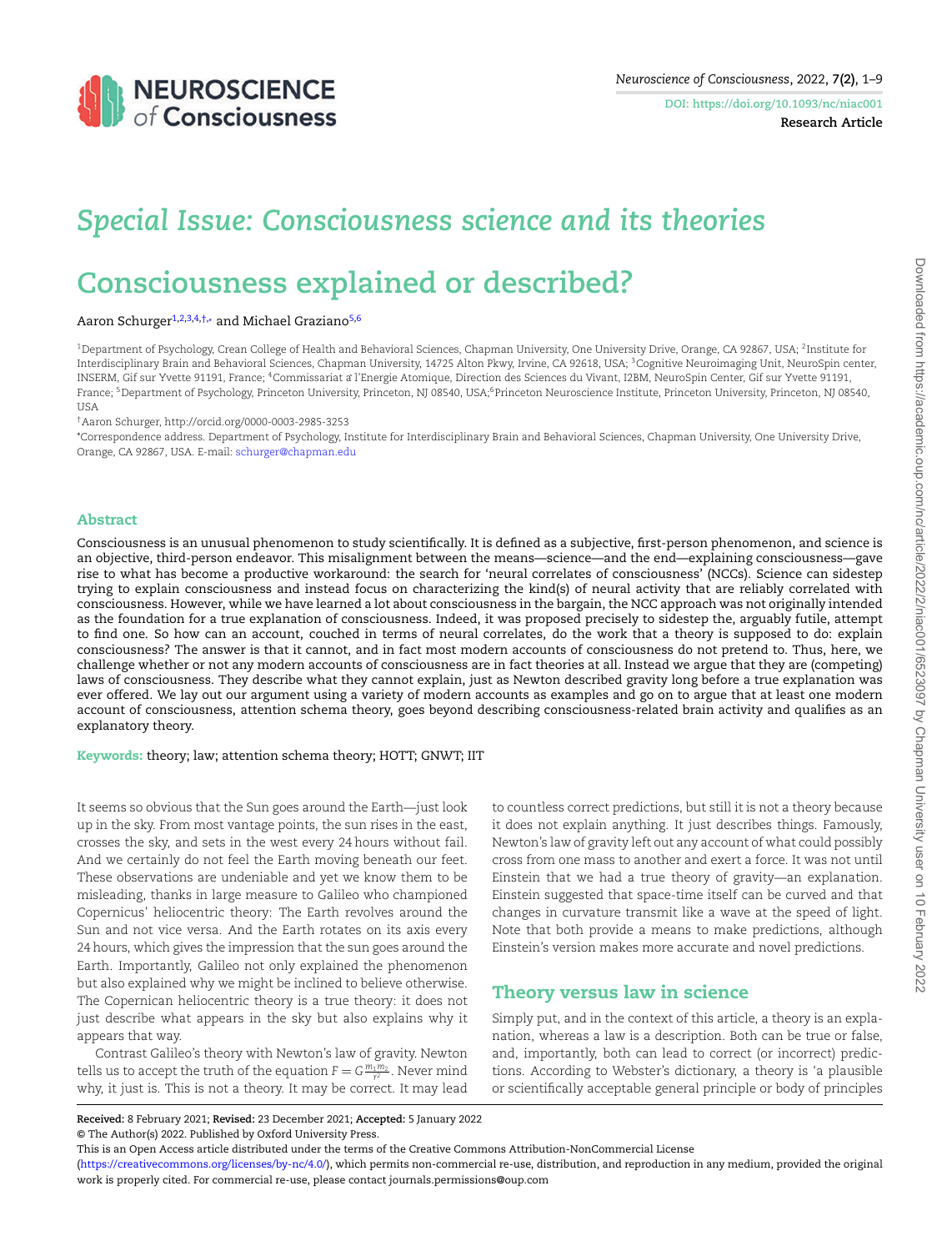# Special Issue: Consciousness science and its theories

# Consciousness explained or described?

Aaron Schurger[1,2,3,4,†,*] and Michael Graziano[5,6]

[1]Department of Psychology, Crean College of Health and Behavioral Sciences, Chapman University, One University Drive, Orange, CA 92867, USA; [2]Institute for Interdisciplinary Brain and Behavioral Sciences, Chapman University, 14725 Alton Pkwy, Irvine, CA 92618, USA; [3]Cognitive Neuroimaging Unit, NeuroSpin center, INSERM, Gif sur Yvette 91191, France; [4]Commissariat à l'Energie Atomique, Direction des Sciences du Vivant, I2BM, NeuroSpin Center, Gif sur Yvette 91191, France; [5]Department of Psychology, Princeton University, Princeton, NJ 08540, USA;[6]Princeton Neuroscience Institute, Princeton University, Princeton, NJ 08540, USA

†Aaron Schurger, http://orcid.org/0000-0003-2985-3253

*Correspondence address. Department of Psychology, Institute for Interdisciplinary Brain and Behavioral Sciences, Chapman University, One University Drive, Orange, CA 92867, USA. E-mail: schurger@chapman.edu

## Abstract

Consciousness is an unusual phenomenon to study scientifically. It is defined as a subjective, first-person phenomenon, and science is an objective, third-person endeavor. This misalignment between the means—science—and the end—explaining consciousness—gave rise to what has become a productive workaround: the search for 'neural correlates of consciousness' (NCCs). Science can sidestep trying to explain consciousness and instead focus on characterizing the kind(s) of neural activity that are reliably correlated with consciousness. However, while we have learned a lot about consciousness in the bargain, the NCC approach was not originally intended as the foundation for a true explanation of consciousness. Indeed, it was proposed precisely to sidestep the, arguably futile, attempt to find one. So how can an account, couched in terms of neural correlates, do the work that a theory is supposed to do: explain consciousness? The answer is that it cannot, and in fact most modern accounts of consciousness do not pretend to. Thus, here, we challenge whether or not any modern accounts of consciousness are in fact theories at all. Instead we argue that they are (competing) laws of consciousness. They describe what they cannot explain, just as Newton described gravity long before a true explanation was ever offered. We lay out our argument using a variety of modern accounts as examples and go on to argue that at least one modern account of consciousness, attention schema theory, goes beyond describing consciousness-related brain activity and qualifies as an explanatory theory.

**Keywords:** theory; law; attention schema theory; HOTT; GNWT; IIT

It seems so obvious that the Sun goes around the Earth—just look up in the sky. From most vantage points, the sun rises in the east, crosses the sky, and sets in the west every 24 hours without fail. And we certainly do not feel the Earth moving beneath our feet. These observations are undeniable and yet we know them to be misleading, thanks in large measure to Galileo who championed Copernicus' heliocentric theory: The Earth revolves around the Sun and not vice versa. And the Earth rotates on its axis every 24 hours, which gives the impression that the sun goes around the Earth. Importantly, Galileo not only explained the phenomenon but also explained why we might be inclined to believe otherwise. The Copernican heliocentric theory is a true theory: it does not just describe what appears in the sky but also explains why it appears that way.

Contrast Galileo's theory with Newton's law of gravity. Newton tells us to accept the truth of the equation $F = G\frac{m_1 m_2}{r^2}$. Never mind why, it just is. This is not a theory. It may be correct. It may lead to countless correct predictions, but still it is not a theory because it does not explain anything. It just describes things. Famously, Newton's law of gravity left out any account of what could possibly cross from one mass to another and exert a force. It was not until Einstein that we had a true theory of gravity—an explanation. Einstein suggested that space-time itself can be curved and that changes in curvature transmit like a wave at the speed of light. Note that both provide a means to make predictions, although Einstein's version makes more accurate and novel predictions.

## Theory versus law in science

Simply put, and in the context of this article, a theory is an explanation, whereas a law is a description. Both can be true or false, and, importantly, both can lead to correct (or incorrect) predictions. According to Webster's dictionary, a theory is 'a plausible or scientifically acceptable general principle or body of principles

**Received:** 8 February 2021; **Revised:** 23 December 2021; **Accepted:** 5 January 2022

© The Author(s) 2022. Published by Oxford University Press.

This is an Open Access article distributed under the terms of the Creative Commons Attribution-NonCommercial License (https://creativecommons.org/licenses/by-nc/4.0/), which permits non-commercial re-use, distribution, and reproduction in any medium, provided the original work is properly cited. For commercial re-use, please contact journals.permissions@oup.com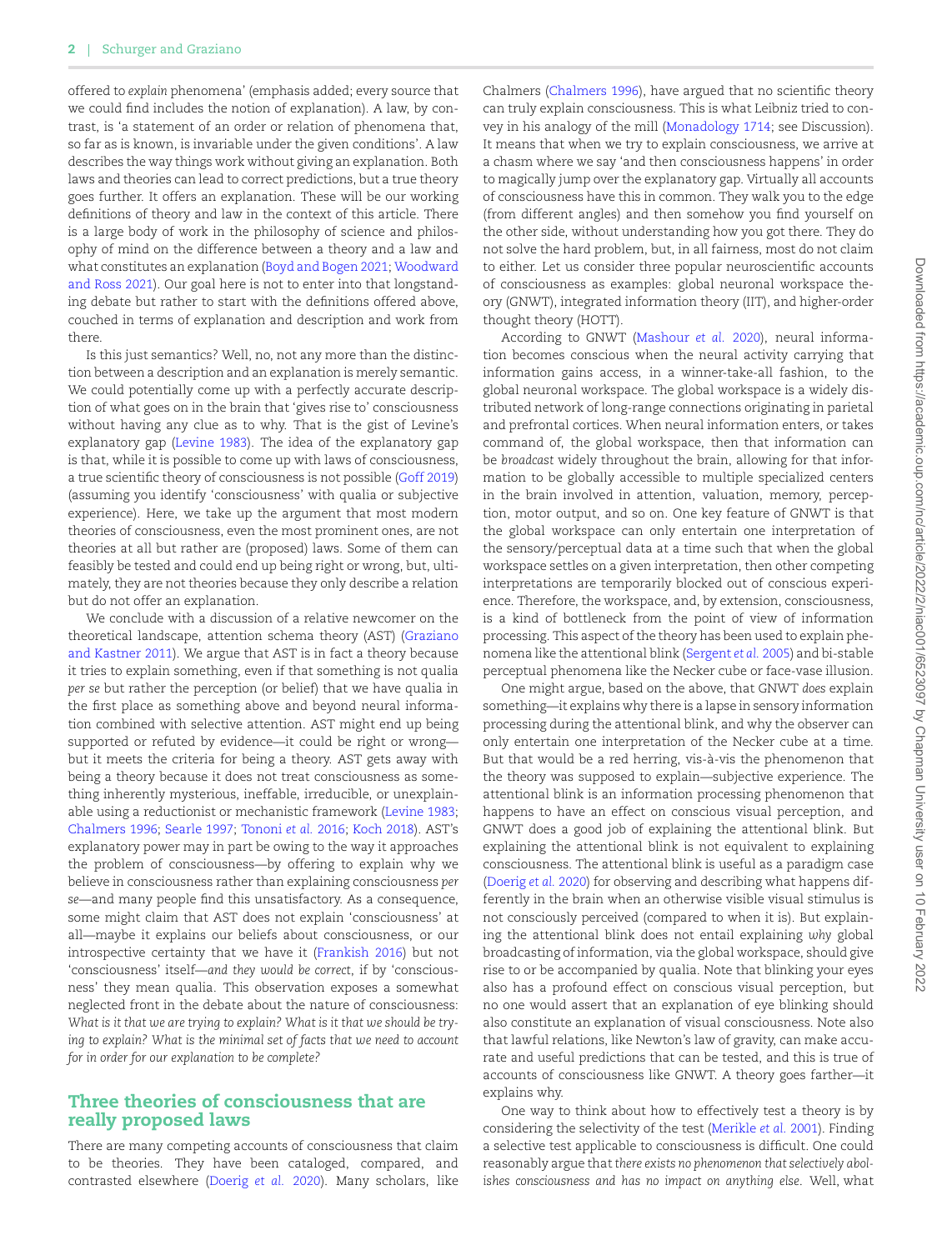offered to *explain* phenomena' (emphasis added; every source that we could find includes the notion of explanation). A law, by contrast, is 'a statement of an order or relation of phenomena that, so far as is known, is invariable under the given conditions'. A law describes the way things work without giving an explanation. Both laws and theories can lead to correct predictions, but a true theory goes further. It offers an explanation. These will be our working definitions of theory and law in the context of this article. There is a large body of work in the philosophy of science and philosophy of mind on the difference between a theory and a law and what constitutes an explanation (Boyd and Bogen 2021; Woodward and Ross 2021). Our goal here is not to enter into that longstanding debate but rather to start with the definitions offered above, couched in terms of explanation and description and work from there.

Is this just semantics? Well, no, not any more than the distinction between a description and an explanation is merely semantic. We could potentially come up with a perfectly accurate description of what goes on in the brain that 'gives rise to' consciousness without having any clue as to why. That is the gist of Levine's explanatory gap (Levine 1983). The idea of the explanatory gap is that, while it is possible to come up with laws of consciousness, a true scientific theory of consciousness is not possible (Goff 2019) (assuming you identify 'consciousness' with qualia or subjective experience). Here, we take up the argument that most modern theories of consciousness, even the most prominent ones, are not theories at all but rather are (proposed) laws. Some of them can feasibly be tested and could end up being right or wrong, but, ultimately, they are not theories because they only describe a relation but do not offer an explanation.

We conclude with a discussion of a relative newcomer on the theoretical landscape, attention schema theory (AST) (Graziano and Kastner 2011). We argue that AST is in fact a theory because it tries to explain something, even if that something is not qualia *per se* but rather the perception (or belief) that we have qualia in the first place as something above and beyond neural information combined with selective attention. AST might end up being supported or refuted by evidence—it could be right or wrong—but it meets the criteria for being a theory. AST gets away with being a theory because it does not treat consciousness as something inherently mysterious, ineffable, irreducible, or unexplainable using a reductionist or mechanistic framework (Levine 1983; Chalmers 1996; Searle 1997; Tononi *et al.* 2016; Koch 2018). AST's explanatory power may in part be owing to the way it approaches the problem of consciousness—by offering to explain why we believe in consciousness rather than explaining consciousness *per se*—and many people find this unsatisfactory. As a consequence, some might claim that AST does not explain 'consciousness' at all—maybe it explains our beliefs about consciousness, or our introspective certainty that we have it (Frankish 2016) but not 'consciousness' itself—*and they would be correct*, if by 'consciousness' they mean qualia. This observation exposes a somewhat neglected front in the debate about the nature of consciousness: *What is it that we are trying to explain? What is it that we should be trying to explain? What is the minimal set of facts that we need to account for in order for our explanation to be complete?*

## Three theories of consciousness that are really proposed laws

There are many competing accounts of consciousness that claim to be theories. They have been cataloged, compared, and contrasted elsewhere (Doerig *et al.* 2020). Many scholars, like Chalmers (Chalmers 1996), have argued that no scientific theory can truly explain consciousness. This is what Leibniz tried to convey in his analogy of the mill (Monadology 1714; see Discussion). It means that when we try to explain consciousness, we arrive at a chasm where we say 'and then consciousness happens' in order to magically jump over the explanatory gap. Virtually all accounts of consciousness have this in common. They walk you to the edge (from different angles) and then somehow you find yourself on the other side, without understanding how you got there. They do not solve the hard problem, but, in all fairness, most do not claim to either. Let us consider three popular neuroscientific accounts of consciousness as examples: global neuronal workspace theory (GNWT), integrated information theory (IIT), and higher-order thought theory (HOTT).

According to GNWT (Mashour *et al.* 2020), neural information becomes conscious when the neural activity carrying that information gains access, in a winner-take-all fashion, to the global neuronal workspace. The global workspace is a widely distributed network of long-range connections originating in parietal and prefrontal cortices. When neural information enters, or takes command of, the global workspace, then that information can be *broadcast* widely throughout the brain, allowing for that information to be globally accessible to multiple specialized centers in the brain involved in attention, valuation, memory, perception, motor output, and so on. One key feature of GNWT is that the global workspace can only entertain one interpretation of the sensory/perceptual data at a time such that when the global workspace settles on a given interpretation, then other competing interpretations are temporarily blocked out of conscious experience. Therefore, the workspace, and, by extension, consciousness, is a kind of bottleneck from the point of view of information processing. This aspect of the theory has been used to explain phenomena like the attentional blink (Sergent *et al.* 2005) and bi-stable perceptual phenomena like the Necker cube or face-vase illusion.

One might argue, based on the above, that GNWT *does* explain something—it explains why there is a lapse in sensory information processing during the attentional blink, and why the observer can only entertain one interpretation of the Necker cube at a time. But that would be a red herring, vis-à-vis the phenomenon that the theory was supposed to explain—subjective experience. The attentional blink is an information processing phenomenon that happens to have an effect on conscious visual perception, and GNWT does a good job of explaining the attentional blink. But explaining the attentional blink is not equivalent to explaining consciousness. The attentional blink is useful as a paradigm case (Doerig *et al.* 2020) for observing and describing what happens differently in the brain when an otherwise visible visual stimulus is not consciously perceived (compared to when it is). But explaining the attentional blink does not entail explaining *why* global broadcasting of information, via the global workspace, should give rise to or be accompanied by qualia. Note that blinking your eyes also has a profound effect on conscious visual perception, but no one would assert that an explanation of eye blinking should also constitute an explanation of visual consciousness. Note also that lawful relations, like Newton's law of gravity, can make accurate and useful predictions that can be tested, and this is true of accounts of consciousness like GNWT. A theory goes farther—it explains why.

One way to think about how to effectively test a theory is by considering the selectivity of the test (Merikle *et al.* 2001). Finding a selective test applicable to consciousness is difficult. One could reasonably argue that *there exists no phenomenon that selectively abolishes consciousness and has no impact on anything else.* Well, what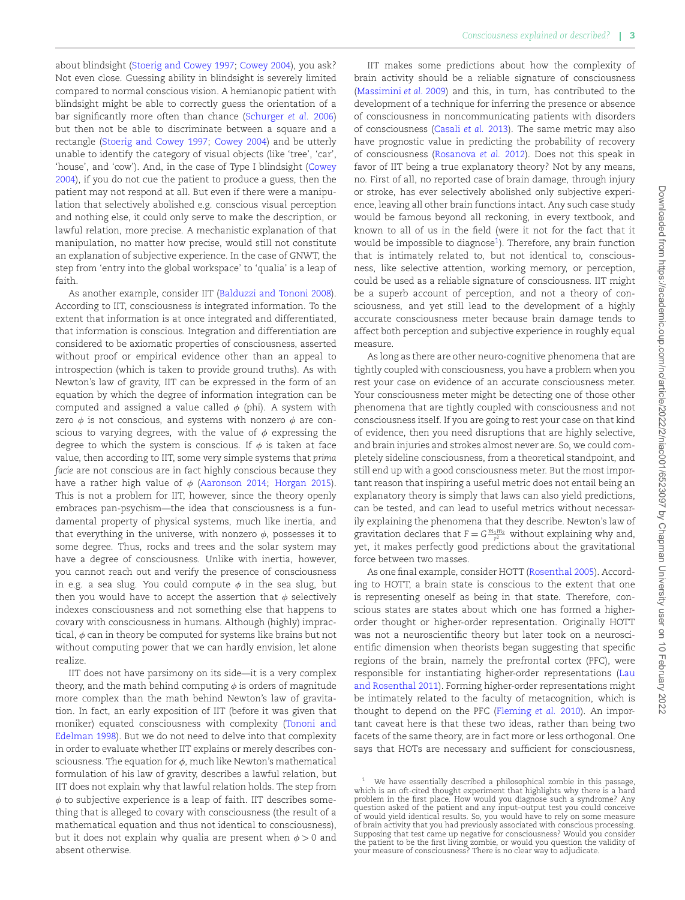about blindsight (Stoerig and Cowey 1997; Cowey 2004), you ask? Not even close. Guessing ability in blindsight is severely limited compared to normal conscious vision. A hemianopic patient with blindsight might be able to correctly guess the orientation of a bar significantly more often than chance (Schurger *et al.* 2006) but then not be able to discriminate between a square and a rectangle (Stoerig and Cowey 1997; Cowey 2004) and be utterly unable to identify the category of visual objects (like 'tree', 'car', 'house', and 'cow'). And, in the case of Type I blindsight (Cowey 2004), if you do not cue the patient to produce a guess, then the patient may not respond at all. But even if there were a manipulation that selectively abolished e.g. conscious visual perception and nothing else, it could only serve to make the description, or lawful relation, more precise. A mechanistic explanation of that manipulation, no matter how precise, would still not constitute an explanation of subjective experience. In the case of GNWT, the step from 'entry into the global workspace' to 'qualia' is a leap of faith.

As another example, consider IIT (Balduzzi and Tononi 2008). According to IIT, consciousness *is* integrated information. To the extent that information is at once integrated and differentiated, that information is conscious. Integration and differentiation are considered to be axiomatic properties of consciousness, asserted without proof or empirical evidence other than an appeal to introspection (which is taken to provide ground truths). As with Newton's law of gravity, IIT can be expressed in the form of an equation by which the degree of information integration can be computed and assigned a value called $\phi$ (phi). A system with zero $\phi$ is not conscious, and systems with nonzero $\phi$ are conscious to varying degrees, with the value of $\phi$ expressing the degree to which the system is conscious. If $\phi$ is taken at face value, then according to IIT, some very simple systems that *prima facie* are not conscious are in fact highly conscious because they have a rather high value of $\phi$ (Aaronson 2014; Horgan 2015). This is not a problem for IIT, however, since the theory openly embraces pan-psychism—the idea that consciousness is a fundamental property of physical systems, much like inertia, and that everything in the universe, with nonzero $\phi$, possesses it to some degree. Thus, rocks and trees and the solar system may have a degree of consciousness. Unlike with inertia, however, you cannot reach out and verify the presence of consciousness in e.g. a sea slug. You could compute $\phi$ in the sea slug, but then you would have to accept the assertion that $\phi$ selectively indexes consciousness and not something else that happens to covary with consciousness in humans. Although (highly) impractical, $\phi$ can in theory be computed for systems like brains but not without computing power that we can hardly envision, let alone realize.

IIT does not have parsimony on its side—it is a very complex theory, and the math behind computing $\phi$ is orders of magnitude more complex than the math behind Newton's law of gravitation. In fact, an early exposition of IIT (before it was given that moniker) equated consciousness with complexity (Tononi and Edelman 1998). But we do not need to delve into that complexity in order to evaluate whether IIT explains or merely describes consciousness. The equation for $\phi$, much like Newton's mathematical formulation of his law of gravity, describes a lawful relation, but IIT does not explain why that lawful relation holds. The step from $\phi$ to subjective experience is a leap of faith. IIT describes something that is alleged to covary with consciousness (the result of a mathematical equation and thus not identical to consciousness), but it does not explain why qualia are present when $\phi > 0$ and absent otherwise.

IIT makes some predictions about how the complexity of brain activity should be a reliable signature of consciousness (Massimini *et al.* 2009) and this, in turn, has contributed to the development of a technique for inferring the presence or absence of consciousness in noncommunicating patients with disorders of consciousness (Casali *et al.* 2013). The same metric may also have prognostic value in predicting the probability of recovery of consciousness (Rosanova *et al.* 2012). Does not this speak in favor of IIT being a true explanatory theory? Not by any means, no. First of all, no reported case of brain damage, through injury or stroke, has ever selectively abolished only subjective experience, leaving all other brain functions intact. Any such case study would be famous beyond all reckoning, in every textbook, and known to all of us in the field (were it not for the fact that it would be impossible to diagnose[1]). Therefore, any brain function that is intimately related to, but not identical to, consciousness, like selective attention, working memory, or perception, could be used as a reliable signature of consciousness. IIT might be a superb account of perception, and not a theory of consciousness, and yet still lead to the development of a highly accurate consciousness meter because brain damage tends to affect both perception and subjective experience in roughly equal measure.

As long as there are other neuro-cognitive phenomena that are tightly coupled with consciousness, you have a problem when you rest your case on evidence of an accurate consciousness meter. Your consciousness meter might be detecting one of those other phenomena that are tightly coupled with consciousness and not consciousness itself. If you are going to rest your case on that kind of evidence, then you need disruptions that are highly selective, and brain injuries and strokes almost never are. So, we could completely sideline consciousness, from a theoretical standpoint, and still end up with a good consciousness meter. But the most important reason that inspiring a useful metric does not entail being an explanatory theory is simply that laws can also yield predictions, can be tested, and can lead to useful metrics without necessarily explaining the phenomena that they describe. Newton's law of gravitation declares that $F = G\frac{m_1 m_2}{r^2}$ without explaining why and, yet, it makes perfectly good predictions about the gravitational force between two masses.

As one final example, consider HOTT (Rosenthal 2005). According to HOTT, a brain state is conscious to the extent that one is representing oneself as being in that state. Therefore, conscious states are states about which one has formed a higher-order thought or higher-order representation. Originally HOTT was not a neuroscientific theory but later took on a neuroscientific dimension when theorists began suggesting that specific regions of the brain, namely the prefrontal cortex (PFC), were responsible for instantiating higher-order representations (Lau and Rosenthal 2011). Forming higher-order representations might be intimately related to the faculty of metacognition, which is thought to depend on the PFC (Fleming *et al.* 2010). An important caveat here is that these two ideas, rather than being two facets of the same theory, are in fact more or less orthogonal. One says that HOTs are necessary and sufficient for consciousness,

[1] We have essentially described a philosophical zombie in this passage, which is an oft-cited thought experiment that highlights why there is a hard problem in the first place. How would you diagnose such a syndrome? Any question asked of the patient and any input–output test you could conceive of would yield identical results. So, you would have to rely on some measure of brain activity that you had previously associated with conscious processing. Supposing that test came up negative for consciousness? Would you consider the patient to be the first living zombie, or would you question the validity of your measure of consciousness? There is no clear way to adjudicate.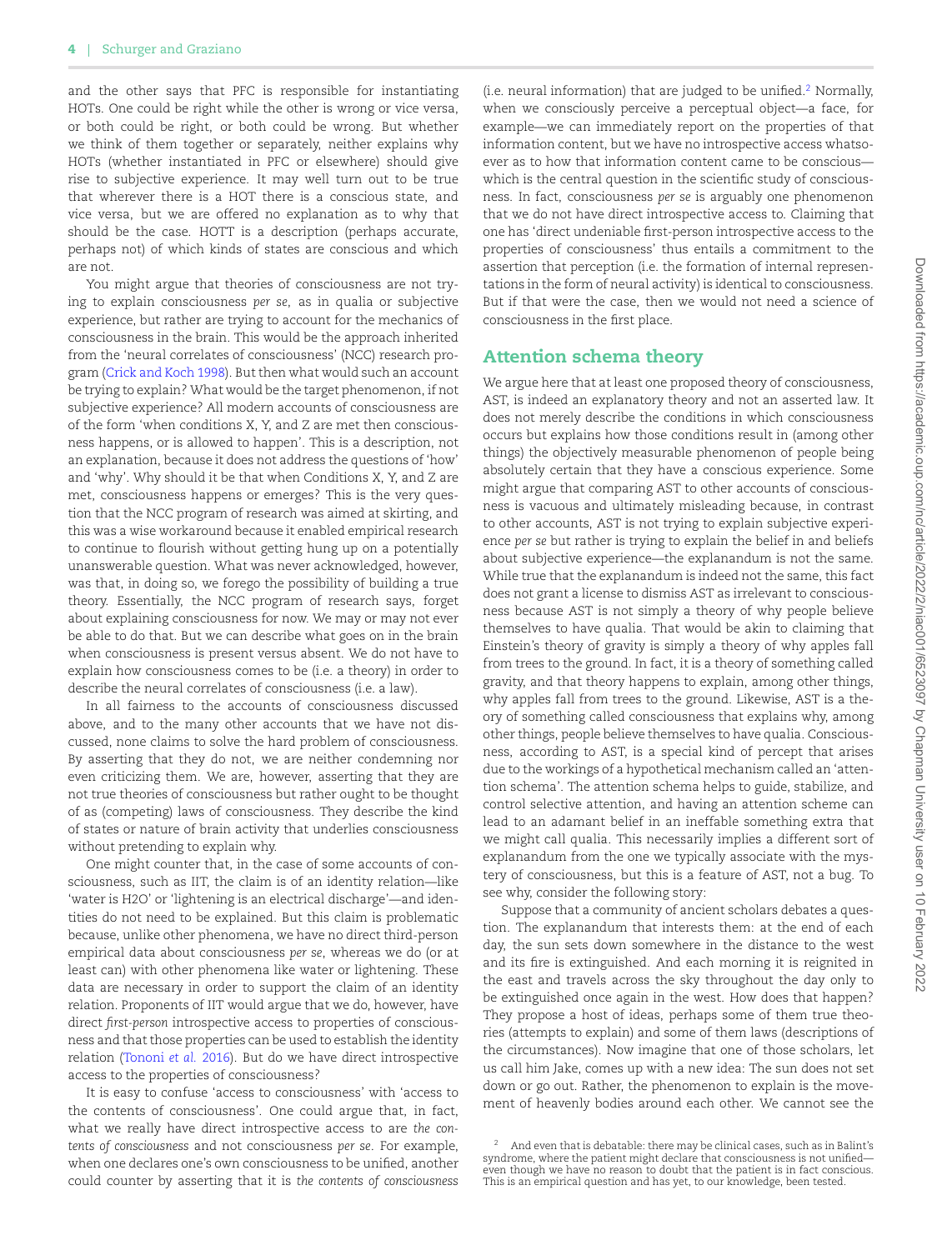and the other says that PFC is responsible for instantiating HOTs. One could be right while the other is wrong or vice versa, or both could be right, or both could be wrong. But whether we think of them together or separately, neither explains why HOTs (whether instantiated in PFC or elsewhere) should give rise to subjective experience. It may well turn out to be true that wherever there is a HOT there is a conscious state, and vice versa, but we are offered no explanation as to why that should be the case. HOTT is a description (perhaps accurate, perhaps not) of which kinds of states are conscious and which are not.

You might argue that theories of consciousness are not trying to explain consciousness *per se*, as in qualia or subjective experience, but rather are trying to account for the mechanics of consciousness in the brain. This would be the approach inherited from the 'neural correlates of consciousness' (NCC) research program (Crick and Koch 1998). But then what would such an account be trying to explain? What would be the target phenomenon, if not subjective experience? All modern accounts of consciousness are of the form 'when conditions X, Y, and Z are met then consciousness happens, or is allowed to happen'. This is a description, not an explanation, because it does not address the questions of 'how' and 'why'. Why should it be that when Conditions X, Y, and Z are met, consciousness happens or emerges? This is the very question that the NCC program of research was aimed at skirting, and this was a wise workaround because it enabled empirical research to continue to flourish without getting hung up on a potentially unanswerable question. What was never acknowledged, however, was that, in doing so, we forego the possibility of building a true theory. Essentially, the NCC program of research says, forget about explaining consciousness for now. We may or may not ever be able to do that. But we can describe what goes on in the brain when consciousness is present versus absent. We do not have to explain how consciousness comes to be (i.e. a theory) in order to describe the neural correlates of consciousness (i.e. a law).

In all fairness to the accounts of consciousness discussed above, and to the many other accounts that we have not discussed, none claims to solve the hard problem of consciousness. By asserting that they do not, we are neither condemning nor even criticizing them. We are, however, asserting that they are not true theories of consciousness but rather ought to be thought of as (competing) laws of consciousness. They describe the kind of states or nature of brain activity that underlies consciousness without pretending to explain why.

One might counter that, in the case of some accounts of consciousness, such as IIT, the claim is of an identity relation—like 'water is H2O' or 'lightening is an electrical discharge'—and identities do not need to be explained. But this claim is problematic because, unlike other phenomena, we have no direct third-person empirical data about consciousness *per se*, whereas we do (or at least can) with other phenomena like water or lightening. These data are necessary in order to support the claim of an identity relation. Proponents of IIT would argue that we do, however, have direct *first-person* introspective access to properties of consciousness and that those properties can be used to establish the identity relation (Tononi *et al.* 2016). But do we have direct introspective access to the properties of consciousness?

It is easy to confuse 'access to consciousness' with 'access to the contents of consciousness'. One could argue that, in fact, what we really have direct introspective access to are *the contents of consciousness* and not consciousness *per se*. For example, when one declares one's own consciousness to be unified, another could counter by asserting that it is *the contents of consciousness* (i.e. neural information) that are judged to be unified.[2] Normally, when we consciously perceive a perceptual object—a face, for example—we can immediately report on the properties of that information content, but we have no introspective access whatsoever as to how that information content came to be conscious—which is the central question in the scientific study of consciousness. In fact, consciousness *per se* is arguably one phenomenon that we do not have direct introspective access to. Claiming that one has 'direct undeniable first-person introspective access to the properties of consciousness' thus entails a commitment to the assertion that perception (i.e. the formation of internal representations in the form of neural activity) is identical to consciousness. But if that were the case, then we would not need a science of consciousness in the first place.

## Attention schema theory

We argue here that at least one proposed theory of consciousness, AST, is indeed an explanatory theory and not an asserted law. It does not merely describe the conditions in which consciousness occurs but explains how those conditions result in (among other things) the objectively measurable phenomenon of people being absolutely certain that they have a conscious experience. Some might argue that comparing AST to other accounts of consciousness is vacuous and ultimately misleading because, in contrast to other accounts, AST is not trying to explain subjective experience *per se* but rather is trying to explain the belief in and beliefs about subjective experience—the explanandum is not the same. While true that the explanandum is indeed not the same, this fact does not grant a license to dismiss AST as irrelevant to consciousness because AST is not simply a theory of why people believe themselves to have qualia. That would be akin to claiming that Einstein's theory of gravity is simply a theory of why apples fall from trees to the ground. In fact, it is a theory of something called gravity, and that theory happens to explain, among other things, why apples fall from trees to the ground. Likewise, AST is a theory of something called consciousness that explains why, among other things, people believe themselves to have qualia. Consciousness, according to AST, is a special kind of percept that arises due to the workings of a hypothetical mechanism called an 'attention schema'. The attention schema helps to guide, stabilize, and control selective attention, and having an attention scheme can lead to an adamant belief in an ineffable something extra that we might call qualia. This necessarily implies a different sort of explanandum from the one we typically associate with the mystery of consciousness, but this is a feature of AST, not a bug. To see why, consider the following story:

Suppose that a community of ancient scholars debates a question. The explanandum that interests them: at the end of each day, the sun sets down somewhere in the distance to the west and its fire is extinguished. And each morning it is reignited in the east and travels across the sky throughout the day only to be extinguished once again in the west. How does that happen? They propose a host of ideas, perhaps some of them true theories (attempts to explain) and some of them laws (descriptions of the circumstances). Now imagine that one of those scholars, let us call him Jake, comes up with a new idea: The sun does not set down or go out. Rather, the phenomenon to explain is the movement of heavenly bodies around each other. We cannot see the

[2] And even that is debatable: there may be clinical cases, such as in Balint's syndrome, where the patient might declare that consciousness is not unified—even though we have no reason to doubt that the patient is in fact conscious. This is an empirical question and has yet, to our knowledge, been tested.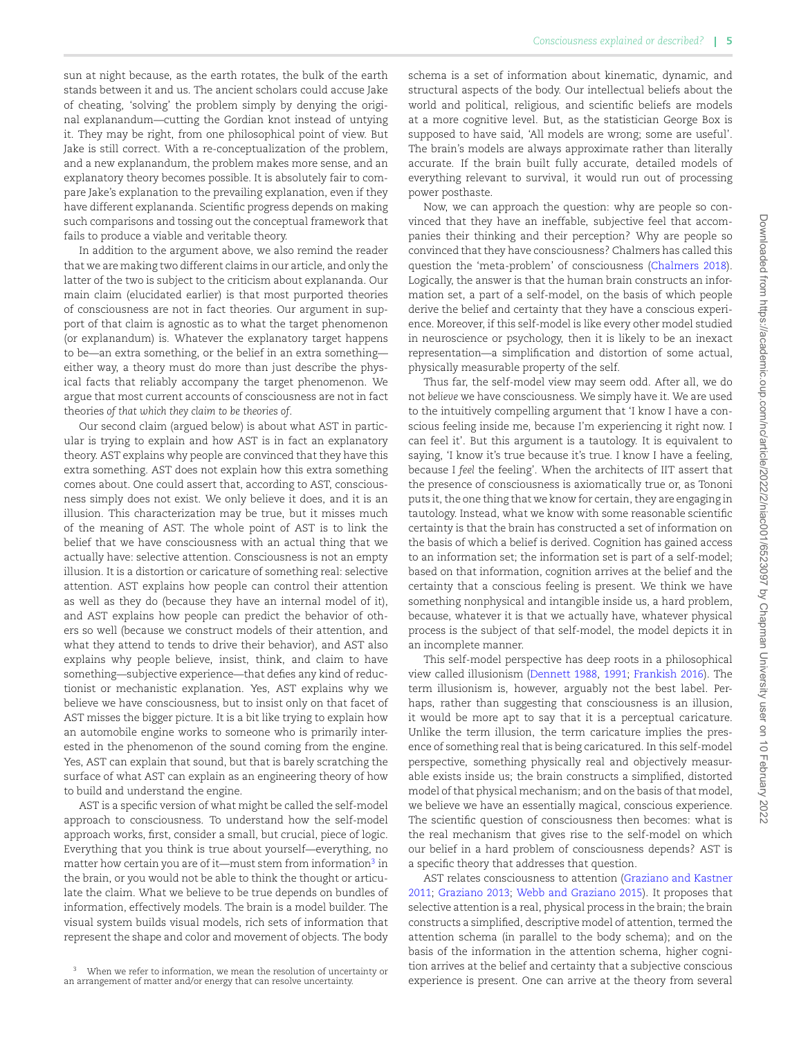sun at night because, as the earth rotates, the bulk of the earth stands between it and us. The ancient scholars could accuse Jake of cheating, 'solving' the problem simply by denying the original explanandum—cutting the Gordian knot instead of untying it. They may be right, from one philosophical point of view. But Jake is still correct. With a re-conceptualization of the problem, and a new explanandum, the problem makes more sense, and an explanatory theory becomes possible. It is absolutely fair to compare Jake's explanation to the prevailing explanation, even if they have different explananda. Scientific progress depends on making such comparisons and tossing out the conceptual framework that fails to produce a viable and veritable theory.

In addition to the argument above, we also remind the reader that we are making two different claims in our article, and only the latter of the two is subject to the criticism about explananda. Our main claim (elucidated earlier) is that most purported theories of consciousness are not in fact theories. Our argument in support of that claim is agnostic as to what the target phenomenon (or explanandum) is. Whatever the explanatory target happens to be—an extra something, or the belief in an extra something—either way, a theory must do more than just describe the physical facts that reliably accompany the target phenomenon. We argue that most current accounts of consciousness are not in fact theories *of that which they claim to be theories of*.

Our second claim (argued below) is about what AST in particular is trying to explain and how AST is in fact an explanatory theory. AST explains why people are convinced that they have this extra something. AST does not explain how this extra something comes about. One could assert that, according to AST, consciousness simply does not exist. We only believe it does, and it is an illusion. This characterization may be true, but it misses much of the meaning of AST. The whole point of AST is to link the belief that we have consciousness with an actual thing that we actually have: selective attention. Consciousness is not an empty illusion. It is a distortion or caricature of something real: selective attention. AST explains how people can control their attention as well as they do (because they have an internal model of it), and AST explains how people can predict the behavior of others so well (because we construct models of their attention, and what they attend to tends to drive their behavior), and AST also explains why people believe, insist, think, and claim to have something—subjective experience—that defies any kind of reductionist or mechanistic explanation. Yes, AST explains why we believe we have consciousness, but to insist only on that facet of AST misses the bigger picture. It is a bit like trying to explain how an automobile engine works to someone who is primarily interested in the phenomenon of the sound coming from the engine. Yes, AST can explain that sound, but that is barely scratching the surface of what AST can explain as an engineering theory of how to build and understand the engine.

AST is a specific version of what might be called the self-model approach to consciousness. To understand how the self-model approach works, first, consider a small, but crucial, piece of logic. Everything that you think is true about yourself—everything, no matter how certain you are of it—must stem from information[3] in the brain, or you would not be able to think the thought or articulate the claim. What we believe to be true depends on bundles of information, effectively models. The brain is a model builder. The visual system builds visual models, rich sets of information that represent the shape and color and movement of objects. The body schema is a set of information about kinematic, dynamic, and structural aspects of the body. Our intellectual beliefs about the world and political, religious, and scientific beliefs are models at a more cognitive level. But, as the statistician George Box is supposed to have said, 'All models are wrong; some are useful'. The brain's models are always approximate rather than literally accurate. If the brain built fully accurate, detailed models of everything relevant to survival, it would run out of processing power posthaste.

Now, we can approach the question: why are people so convinced that they have an ineffable, subjective feel that accompanies their thinking and their perception? Why are people so convinced that they have consciousness? Chalmers has called this question the 'meta-problem' of consciousness (Chalmers 2018). Logically, the answer is that the human brain constructs an information set, a part of a self-model, on the basis of which people derive the belief and certainty that they have a conscious experience. Moreover, if this self-model is like every other model studied in neuroscience or psychology, then it is likely to be an inexact representation—a simplification and distortion of some actual, physically measurable property of the self.

Thus far, the self-model view may seem odd. After all, we do not *believe* we have consciousness. We simply have it. We are used to the intuitively compelling argument that 'I know I have a conscious feeling inside me, because I'm experiencing it right now. I can feel it'. But this argument is a tautology. It is equivalent to saying, 'I know it's true because it's true. I know I have a feeling, because I *feel* the feeling'. When the architects of IIT assert that the presence of consciousness is axiomatically true or, as Tononi puts it, the one thing that we know for certain, they are engaging in tautology. Instead, what we know with some reasonable scientific certainty is that the brain has constructed a set of information on the basis of which a belief is derived. Cognition has gained access to an information set; the information set is part of a self-model; based on that information, cognition arrives at the belief and the certainty that a conscious feeling is present. We think we have something nonphysical and intangible inside us, a hard problem, because, whatever it is that we actually have, whatever physical process is the subject of that self-model, the model depicts it in an incomplete manner.

This self-model perspective has deep roots in a philosophical view called illusionism (Dennett 1988, 1991; Frankish 2016). The term illusionism is, however, arguably not the best label. Perhaps, rather than suggesting that consciousness is an illusion, it would be more apt to say that it is a perceptual caricature. Unlike the term illusion, the term caricature implies the presence of something real that is being caricatured. In this self-model perspective, something physically real and objectively measurable exists inside us; the brain constructs a simplified, distorted model of that physical mechanism; and on the basis of that model, we believe we have an essentially magical, conscious experience. The scientific question of consciousness then becomes: what is the real mechanism that gives rise to the self-model on which our belief in a hard problem of consciousness depends? AST is a specific theory that addresses that question.

AST relates consciousness to attention (Graziano and Kastner 2011; Graziano 2013; Webb and Graziano 2015). It proposes that selective attention is a real, physical process in the brain; the brain constructs a simplified, descriptive model of attention, termed the attention schema (in parallel to the body schema); and on the basis of the information in the attention schema, higher cognition arrives at the belief and certainty that a subjective conscious experience is present. One can arrive at the theory from several

[3] When we refer to information, we mean the resolution of uncertainty or an arrangement of matter and/or energy that can resolve uncertainty.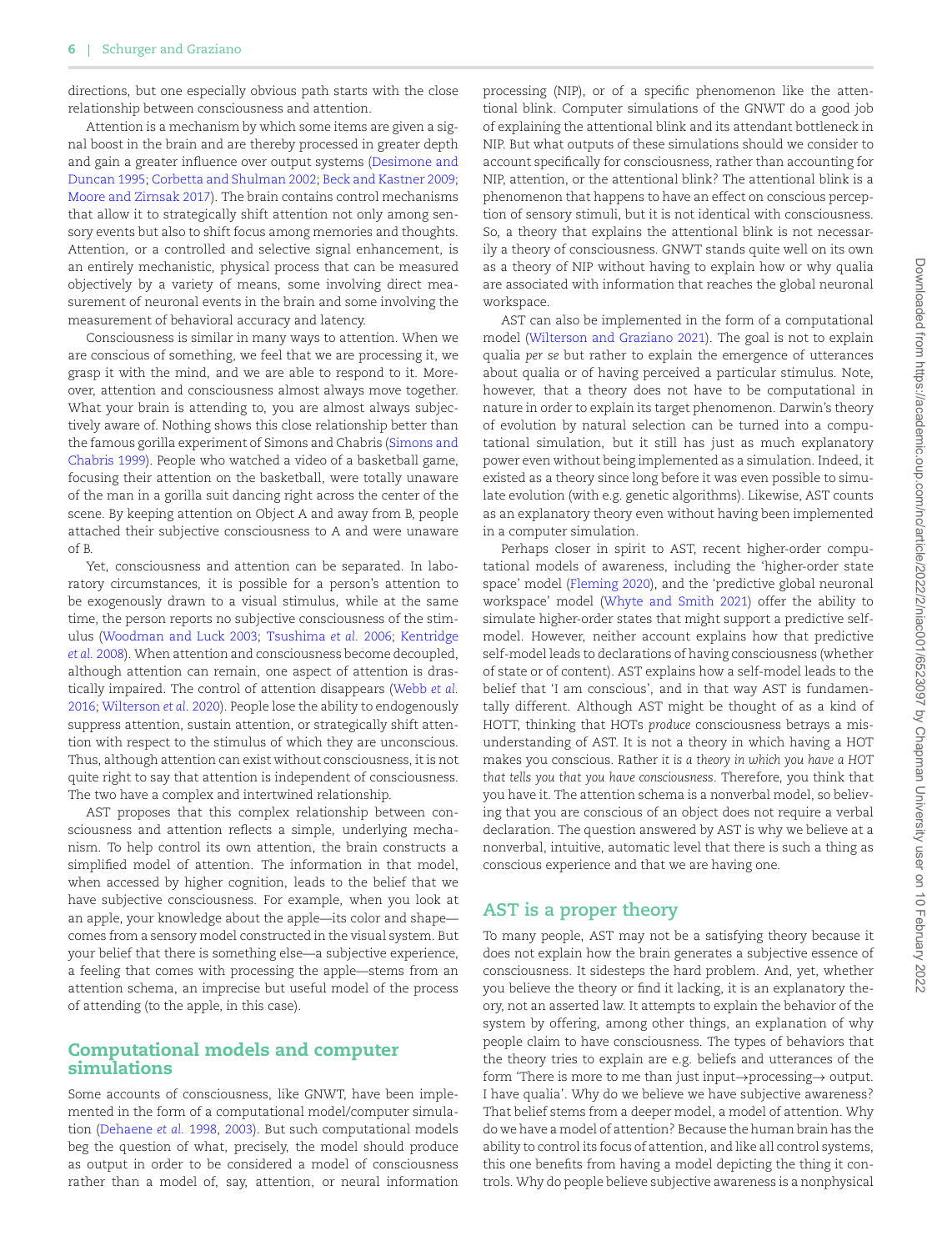directions, but one especially obvious path starts with the close relationship between consciousness and attention.

Attention is a mechanism by which some items are given a signal boost in the brain and are thereby processed in greater depth and gain a greater influence over output systems (Desimone and Duncan 1995; Corbetta and Shulman 2002; Beck and Kastner 2009; Moore and Zirnsak 2017). The brain contains control mechanisms that allow it to strategically shift attention not only among sensory events but also to shift focus among memories and thoughts. Attention, or a controlled and selective signal enhancement, is an entirely mechanistic, physical process that can be measured objectively by a variety of means, some involving direct measurement of neuronal events in the brain and some involving the measurement of behavioral accuracy and latency.

Consciousness is similar in many ways to attention. When we are conscious of something, we feel that we are processing it, we grasp it with the mind, and we are able to respond to it. Moreover, attention and consciousness almost always move together. What your brain is attending to, you are almost always subjectively aware of. Nothing shows this close relationship better than the famous gorilla experiment of Simons and Chabris (Simons and Chabris 1999). People who watched a video of a basketball game, focusing their attention on the basketball, were totally unaware of the man in a gorilla suit dancing right across the center of the scene. By keeping attention on Object A and away from B, people attached their subjective consciousness to A and were unaware of B.

Yet, consciousness and attention can be separated. In laboratory circumstances, it is possible for a person's attention to be exogenously drawn to a visual stimulus, while at the same time, the person reports no subjective consciousness of the stimulus (Woodman and Luck 2003; Tsushima *et al.* 2006; Kentridge *et al.* 2008). When attention and consciousness become decoupled, although attention can remain, one aspect of attention is drastically impaired. The control of attention disappears (Webb *et al.* 2016; Wilterson *et al.* 2020). People lose the ability to endogenously suppress attention, sustain attention, or strategically shift attention with respect to the stimulus of which they are unconscious. Thus, although attention can exist without consciousness, it is not quite right to say that attention is independent of consciousness. The two have a complex and intertwined relationship.

AST proposes that this complex relationship between consciousness and attention reflects a simple, underlying mechanism. To help control its own attention, the brain constructs a simplified model of attention. The information in that model, when accessed by higher cognition, leads to the belief that we have subjective consciousness. For example, when you look at an apple, your knowledge about the apple—its color and shape—comes from a sensory model constructed in the visual system. But your belief that there is something else—a subjective experience, a feeling that comes with processing the apple—stems from an attention schema, an imprecise but useful model of the process of attending (to the apple, in this case).

## Computational models and computer simulations

Some accounts of consciousness, like GNWT, have been implemented in the form of a computational model/computer simulation (Dehaene *et al.* 1998, 2003). But such computational models beg the question of what, precisely, the model should produce as output in order to be considered a model of consciousness rather than a model of, say, attention, or neural information processing (NIP), or of a specific phenomenon like the attentional blink. Computer simulations of the GNWT do a good job of explaining the attentional blink and its attendant bottleneck in NIP. But what outputs of these simulations should we consider to account specifically for consciousness, rather than accounting for NIP, attention, or the attentional blink? The attentional blink is a phenomenon that happens to have an effect on conscious perception of sensory stimuli, but it is not identical with consciousness. So, a theory that explains the attentional blink is not necessarily a theory of consciousness. GNWT stands quite well on its own as a theory of NIP without having to explain how or why qualia are associated with information that reaches the global neuronal workspace.

AST can also be implemented in the form of a computational model (Wilterson and Graziano 2021). The goal is not to explain qualia *per se* but rather to explain the emergence of utterances about qualia or of having perceived a particular stimulus. Note, however, that a theory does not have to be computational in nature in order to explain its target phenomenon. Darwin's theory of evolution by natural selection can be turned into a computational simulation, but it still has just as much explanatory power even without being implemented as a simulation. Indeed, it existed as a theory since long before it was even possible to simulate evolution (with e.g. genetic algorithms). Likewise, AST counts as an explanatory theory even without having been implemented in a computer simulation.

Perhaps closer in spirit to AST, recent higher-order computational models of awareness, including the 'higher-order state space' model (Fleming 2020), and the 'predictive global neuronal workspace' model (Whyte and Smith 2021) offer the ability to simulate higher-order states that might support a predictive self-model. However, neither account explains how that predictive self-model leads to declarations of having consciousness (whether of state or of content). AST explains how a self-model leads to the belief that 'I am conscious', and in that way AST is fundamentally different. Although AST might be thought of as a kind of HOTT, thinking that HOTs *produce* consciousness betrays a misunderstanding of AST. It is not a theory in which having a HOT makes you conscious. Rather *it is a theory in which you have a HOT that tells you that you have consciousness*. Therefore, you think that you have it. The attention schema is a nonverbal model, so believing that you are conscious of an object does not require a verbal declaration. The question answered by AST is why we believe at a nonverbal, intuitive, automatic level that there is such a thing as conscious experience and that we are having one.

## AST is a proper theory

To many people, AST may not be a satisfying theory because it does not explain how the brain generates a subjective essence of consciousness. It sidesteps the hard problem. And, yet, whether you believe the theory or find it lacking, it is an explanatory theory, not an asserted law. It attempts to explain the behavior of the system by offering, among other things, an explanation of why people claim to have consciousness. The types of behaviors that the theory tries to explain are e.g. beliefs and utterances of the form 'There is more to me than just input→processing→ output. I have qualia'. Why do we believe we have subjective awareness? That belief stems from a deeper model, a model of attention. Why do we have a model of attention? Because the human brain has the ability to control its focus of attention, and like all control systems, this one benefits from having a model depicting the thing it controls. Why do people believe subjective awareness is a nonphysical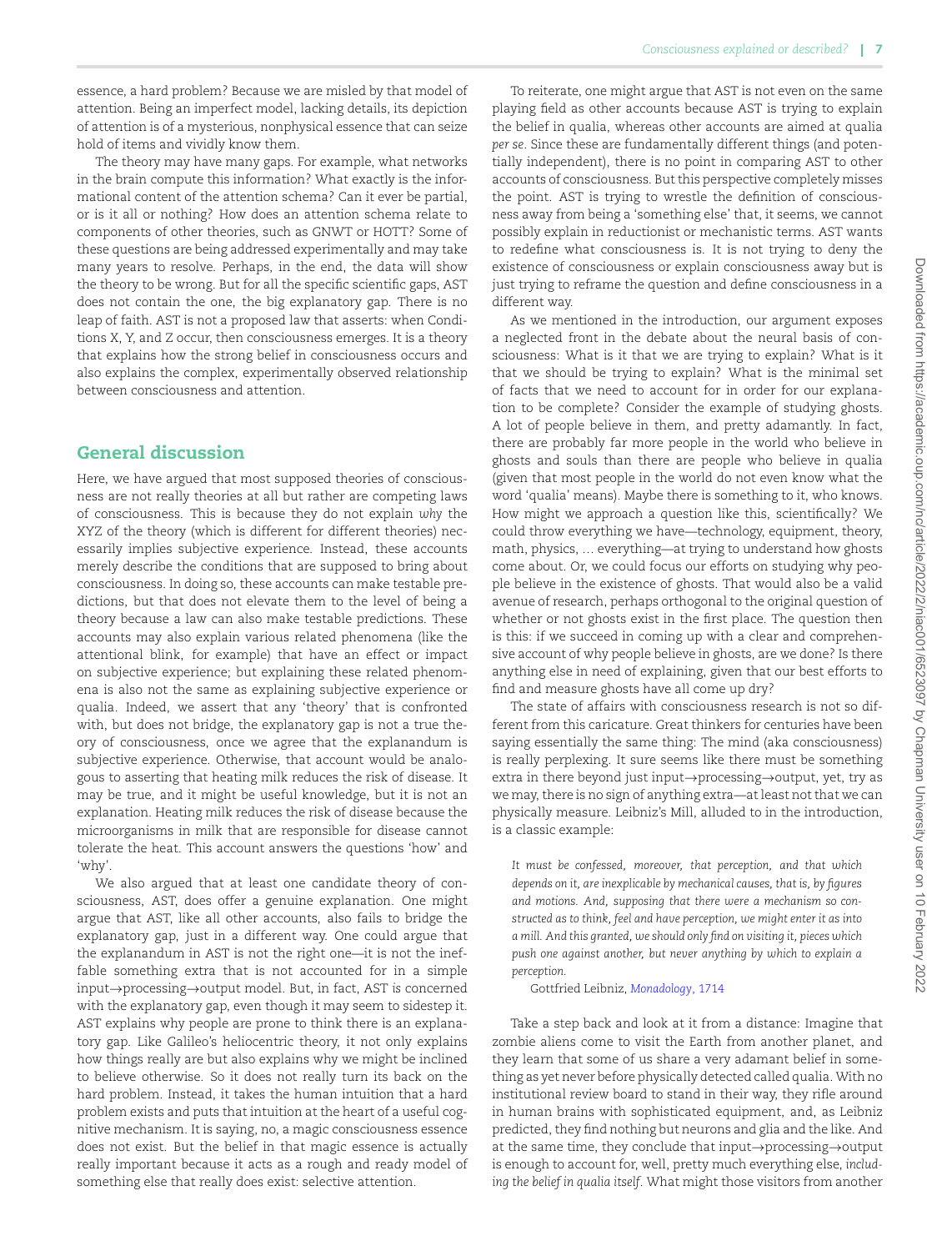essence, a hard problem? Because we are misled by that model of attention. Being an imperfect model, lacking details, its depiction of attention is of a mysterious, nonphysical essence that can seize hold of items and vividly know them.

The theory may have many gaps. For example, what networks in the brain compute this information? What exactly is the informational content of the attention schema? Can it ever be partial, or is it all or nothing? How does an attention schema relate to components of other theories, such as GNWT or HOTT? Some of these questions are being addressed experimentally and may take many years to resolve. Perhaps, in the end, the data will show the theory to be wrong. But for all the specific scientific gaps, AST does not contain the one, the big explanatory gap. There is no leap of faith. AST is not a proposed law that asserts: when Conditions X, Y, and Z occur, then consciousness emerges. It is a theory that explains how the strong belief in consciousness occurs and also explains the complex, experimentally observed relationship between consciousness and attention.

## General discussion

Here, we have argued that most supposed theories of consciousness are not really theories at all but rather are competing laws of consciousness. This is because they do not explain *why* the XYZ of the theory (which is different for different theories) necessarily implies subjective experience. Instead, these accounts merely describe the conditions that are supposed to bring about consciousness. In doing so, these accounts can make testable predictions, but that does not elevate them to the level of being a theory because a law can also make testable predictions. These accounts may also explain various related phenomena (like the attentional blink, for example) that have an effect or impact on subjective experience; but explaining these related phenomena is also not the same as explaining subjective experience or qualia. Indeed, we assert that any 'theory' that is confronted with, but does not bridge, the explanatory gap is not a true theory of consciousness, once we agree that the explanandum is subjective experience. Otherwise, that account would be analogous to asserting that heating milk reduces the risk of disease. It may be true, and it might be useful knowledge, but it is not an explanation. Heating milk reduces the risk of disease because the microorganisms in milk that are responsible for disease cannot tolerate the heat. This account answers the questions 'how' and 'why'.

We also argued that at least one candidate theory of consciousness, AST, does offer a genuine explanation. One might argue that AST, like all other accounts, also fails to bridge the explanatory gap, just in a different way. One could argue that the explanandum in AST is not the right one—it is not the ineffable something extra that is not accounted for in a simple input→processing→output model. But, in fact, AST is concerned with the explanatory gap, even though it may seem to sidestep it. AST explains why people are prone to think there is an explanatory gap. Like Galileo's heliocentric theory, it not only explains how things really are but also explains why we might be inclined to believe otherwise. So it does not really turn its back on the hard problem. Instead, it takes the human intuition that a hard problem exists and puts that intuition at the heart of a useful cognitive mechanism. It is saying, no, a magic consciousness essence does not exist. But the belief in that magic essence is actually really important because it acts as a rough and ready model of something else that really does exist: selective attention.

To reiterate, one might argue that AST is not even on the same playing field as other accounts because AST is trying to explain the belief in qualia, whereas other accounts are aimed at qualia *per se*. Since these are fundamentally different things (and potentially independent), there is no point in comparing AST to other accounts of consciousness. But this perspective completely misses the point. AST is trying to wrestle the definition of consciousness away from being a 'something else' that, it seems, we cannot possibly explain in reductionist or mechanistic terms. AST wants to redefine what consciousness is. It is not trying to deny the existence of consciousness or explain consciousness away but is just trying to reframe the question and define consciousness in a different way.

As we mentioned in the introduction, our argument exposes a neglected front in the debate about the neural basis of consciousness: What is it that we are trying to explain? What is it that we should be trying to explain? What is the minimal set of facts that we need to account for in order for our explanation to be complete? Consider the example of studying ghosts. A lot of people believe in them, and pretty adamantly. In fact, there are probably far more people in the world who believe in ghosts and souls than there are people who believe in qualia (given that most people in the world do not even know what the word 'qualia' means). Maybe there is something to it, who knows. How might we approach a question like this, scientifically? We could throw everything we have—technology, equipment, theory, math, physics, ... everything—at trying to understand how ghosts come about. Or, we could focus our efforts on studying why people believe in the existence of ghosts. That would also be a valid avenue of research, perhaps orthogonal to the original question of whether or not ghosts exist in the first place. The question then is this: if we succeed in coming up with a clear and comprehensive account of why people believe in ghosts, are we done? Is there anything else in need of explaining, given that our best efforts to find and measure ghosts have all come up dry?

The state of affairs with consciousness research is not so different from this caricature. Great thinkers for centuries have been saying essentially the same thing: The mind (aka consciousness) is really perplexing. It sure seems like there must be something extra in there beyond just input→processing→output, yet, try as we may, there is no sign of anything extra—at least not that we can physically measure. Leibniz's Mill, alluded to in the introduction, is a classic example:

> *It must be confessed, moreover, that perception, and that which depends on it, are inexplicable by mechanical causes, that is, by figures and motions. And, supposing that there were a mechanism so constructed as to think, feel and have perception, we might enter it as into a mill. And this granted, we should only find on visiting it, pieces which push one against another, but never anything by which to explain a perception.*
>
> Gottfried Leibniz, *Monadology*, 1714

Take a step back and look at it from a distance: Imagine that zombie aliens come to visit the Earth from another planet, and they learn that some of us share a very adamant belief in something as yet never before physically detected called qualia. With no institutional review board to stand in their way, they rifle around in human brains with sophisticated equipment, and, as Leibniz predicted, they find nothing but neurons and glia and the like. And at the same time, they conclude that input→processing→output is enough to account for, well, pretty much everything else, *including the belief in qualia itself*. What might those visitors from another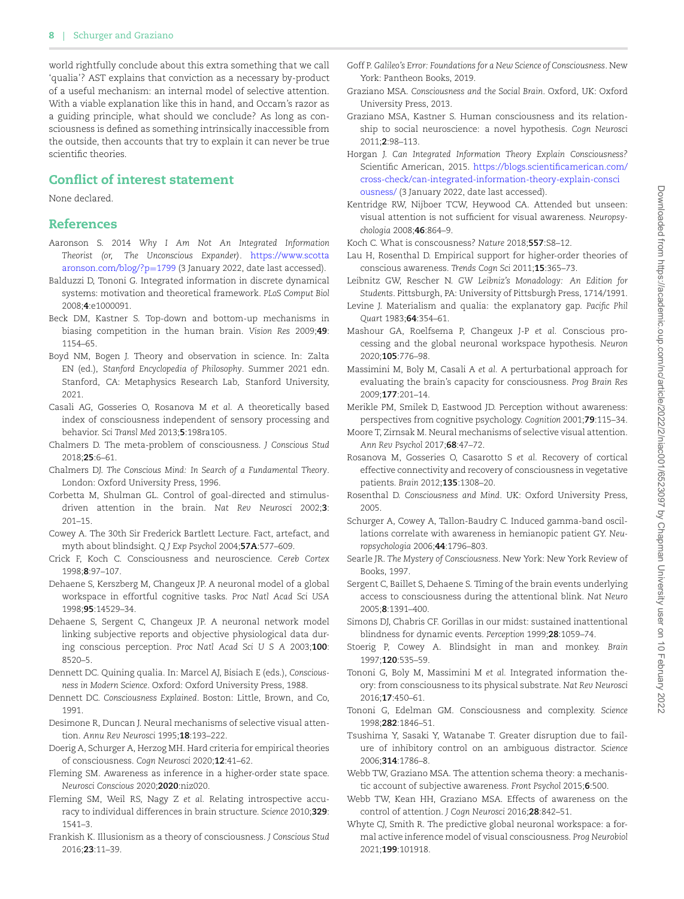world rightfully conclude about this extra something that we call 'qualia'? AST explains that conviction as a necessary by-product of a useful mechanism: an internal model of selective attention. With a viable explanation like this in hand, and Occam's razor as a guiding principle, what should we conclude? As long as consciousness is defined as something intrinsically inaccessible from the outside, then accounts that try to explain it can never be true scientific theories.

## Conflict of interest statement

None declared.

## References

Aaronson S. 2014 *Why I Am Not An Integrated Information Theorist (or, The Unconscious Expander)*. https://www.scottaaronson.com/blog/?p=1799 (3 January 2022, date last accessed).

Balduzzi D, Tononi G. Integrated information in discrete dynamical systems: motivation and theoretical framework. *PLoS Comput Biol* 2008;**4**:e1000091.

Beck DM, Kastner S. Top-down and bottom-up mechanisms in biasing competition in the human brain. *Vision Res* 2009;**49**: 1154–65.

Boyd NM, Bogen J. Theory and observation in science. In: Zalta EN (ed.), *Stanford Encyclopedia of Philosophy*. Summer 2021 edn. Stanford, CA: Metaphysics Research Lab, Stanford University, 2021.

Casali AG, Gosseries O, Rosanova M *et al.* A theoretically based index of consciousness independent of sensory processing and behavior. *Sci Transl Med* 2013;**5**:198ra105.

Chalmers D. The meta-problem of consciousness. *J Conscious Stud* 2018;**25**:6–61.

Chalmers DJ. *The Conscious Mind: In Search of a Fundamental Theory*. London: Oxford University Press, 1996.

Corbetta M, Shulman GL. Control of goal-directed and stimulus-driven attention in the brain. *Nat Rev Neurosci* 2002;**3**: 201–15.

Cowey A. The 30th Sir Frederick Bartlett Lecture. Fact, artefact, and myth about blindsight. *Q J Exp Psychol* 2004;**57A**:577–609.

Crick F, Koch C. Consciousness and neuroscience. *Cereb Cortex* 1998;**8**:97–107.

Dehaene S, Kerszberg M, Changeux JP. A neuronal model of a global workspace in effortful cognitive tasks. *Proc Natl Acad Sci USA* 1998;**95**:14529–34.

Dehaene S, Sergent C, Changeux JP. A neuronal network model linking subjective reports and objective physiological data during conscious perception. *Proc Natl Acad Sci U S A* 2003;**100**: 8520–5.

Dennett DC. Quining qualia. In: Marcel AJ, Bisiach E (eds.), *Consciousness in Modern Science*. Oxford: Oxford University Press, 1988.

Dennett DC. *Consciousness Explained*. Boston: Little, Brown, and Co, 1991.

Desimone R, Duncan J. Neural mechanisms of selective visual attention. *Annu Rev Neurosci* 1995;**18**:193–222.

Doerig A, Schurger A, Herzog MH. Hard criteria for empirical theories of consciousness. *Cogn Neurosci* 2020;**12**:41–62.

Fleming SM. Awareness as inference in a higher-order state space. *Neurosci Conscious* 2020;**2020**:niz020.

Fleming SM, Weil RS, Nagy Z *et al.* Relating introspective accuracy to individual differences in brain structure. *Science* 2010;**329**: 1541–3.

Frankish K. Illusionism as a theory of consciousness. *J Conscious Stud* 2016;**23**:11–39.

Goff P. *Galileo's Error: Foundations for a New Science of Consciousness*. New York: Pantheon Books, 2019.

Graziano MSA. *Consciousness and the Social Brain*. Oxford, UK: Oxford University Press, 2013.

Graziano MSA, Kastner S. Human consciousness and its relationship to social neuroscience: a novel hypothesis. *Cogn Neurosci* 2011;**2**:98–113.

Horgan J. *Can Integrated Information Theory Explain Consciousness?* Scientific American, 2015. https://blogs.scientificamerican.com/cross-check/can-integrated-information-theory-explain-consciousness/ (3 January 2022, date last accessed).

Kentridge RW, Nijboer TCW, Heywood CA. Attended but unseen: visual attention is not sufficient for visual awareness. *Neuropsychologia* 2008;**46**:864–9.

Koch C. What is conscousness? *Nature* 2018;**557**:S8–12.

Lau H, Rosenthal D. Empirical support for higher-order theories of conscious awareness. *Trends Cogn Sci* 2011;**15**:365–73.

Leibnitz GW, Rescher N. *GW Leibniz's Monadology: An Edition for Students*. Pittsburgh, PA: University of Pittsburgh Press, 1714/1991.

Levine J. Materialism and qualia: the explanatory gap. *Pacific Phil Quart* 1983;**64**:354–61.

Mashour GA, Roelfsema P, Changeux J-P *et al.* Conscious processing and the global neuronal workspace hypothesis. *Neuron* 2020;**105**:776–98.

Massimini M, Boly M, Casali A *et al.* A perturbational approach for evaluating the brain's capacity for consciousness. *Prog Brain Res* 2009;**177**:201–14.

Merikle PM, Smilek D, Eastwood JD. Perception without awareness: perspectives from cognitive psychology. *Cognition* 2001;**79**:115–34.

Moore T, Zirnsak M. Neural mechanisms of selective visual attention. *Ann Rev Psychol* 2017;**68**:47–72.

Rosanova M, Gosseries O, Casarotto S *et al.* Recovery of cortical effective connectivity and recovery of consciousness in vegetative patients. *Brain* 2012;**135**:1308–20.

Rosenthal D. *Consciousness and Mind*. UK: Oxford University Press, 2005.

Schurger A, Cowey A, Tallon-Baudry C. Induced gamma-band oscillations correlate with awareness in hemianopic patient GY. *Neuropsychologia* 2006;**44**:1796–803.

Searle JR. *The Mystery of Consciousness*. New York: New York Review of Books, 1997.

Sergent C, Baillet S, Dehaene S. Timing of the brain events underlying access to consciousness during the attentional blink. *Nat Neuro* 2005;**8**:1391–400.

Simons DJ, Chabris CF. Gorillas in our midst: sustained inattentional blindness for dynamic events. *Perception* 1999;**28**:1059–74.

Stoerig P, Cowey A. Blindsight in man and monkey. *Brain* 1997;**120**:535–59.

Tononi G, Boly M, Massimini M *et al.* Integrated information theory: from consciousness to its physical substrate. *Nat Rev Neurosci* 2016;**17**:450–61.

Tononi G, Edelman GM. Consciousness and complexity. *Science* 1998;**282**:1846–51.

Tsushima Y, Sasaki Y, Watanabe T. Greater disruption due to failure of inhibitory control on an ambiguous distractor. *Science* 2006;**314**:1786–8.

Webb TW, Graziano MSA. The attention schema theory: a mechanistic account of subjective awareness. *Front Psychol* 2015;**6**:500.

Webb TW, Kean HH, Graziano MSA. Effects of awareness on the control of attention. *J Cogn Neurosci* 2016;**28**:842–51.

Whyte CJ, Smith R. The predictive global neuronal workspace: a formal active inference model of visual consciousness. *Prog Neurobiol* 2021;**199**:101918.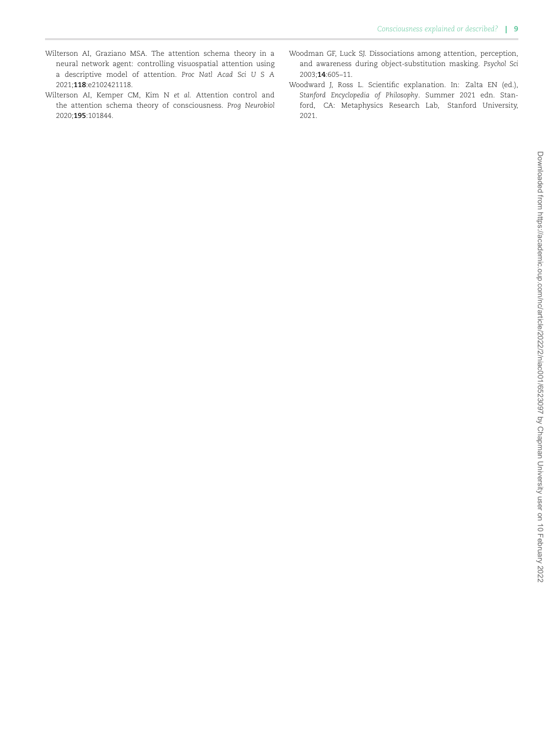Wilterson AI, Graziano MSA. The attention schema theory in a neural network agent: controlling visuospatial attention using a descriptive model of attention. *Proc Natl Acad Sci U S A* 2021;**118**:e2102421118.

Wilterson AI, Kemper CM, Kim N *et al.* Attention control and the attention schema theory of consciousness. *Prog Neurobiol* 2020;**195**:101844.

Woodman GF, Luck SJ. Dissociations among attention, perception, and awareness during object-substitution masking. *Psychol Sci* 2003;**14**:605–11.

Woodward J, Ross L. Scientific explanation. In: Zalta EN (ed.), *Stanford Encyclopedia of Philosophy*. Summer 2021 edn. Stanford, CA: Metaphysics Research Lab, Stanford University, 2021.